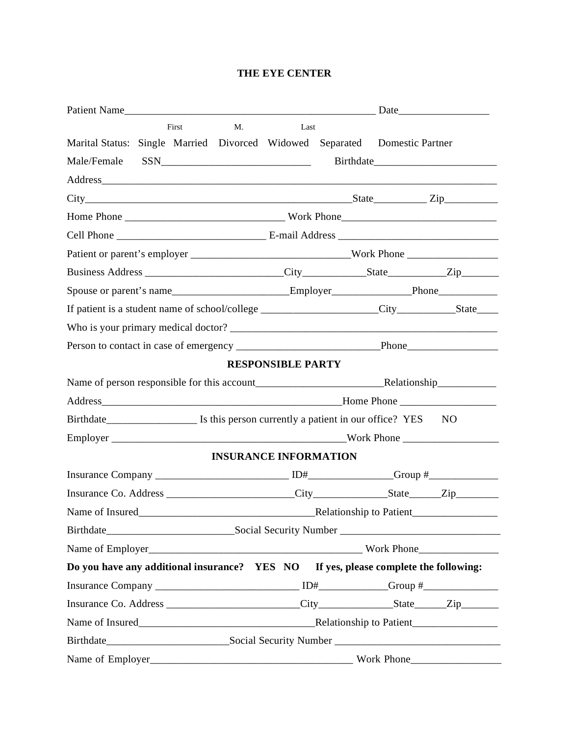# THE EYE CENTER

Patient Name_______________________________________________ Date________________

First M. Last

Marital Status: Single Married Divorced Widowed Separated Domestic Partner

Male/Female SSN___________________________ Birthdate_______________________

Address__________________________________________________________________________

City__________________________________________________State_________ Zip_________

Home Phone _____________________________ Work Phone_____________________________

Cell Phone ___________________________ E-mail Address ____________________________

Patient or parent's employer _____________________________Work Phone ________________

Business Address __________________________City___________State__________Zip_______

Spouse or parent's name_____________________Employer______________Phone___________

If patient is a student name of school/college _____________________City__________State____

Who is your primary medical doctor? _________________________________________________

Person to contact in case of emergency ___________________________Phone________________

## RESPONSIBLE PARTY

Name of person responsible for this account_______________________Relationship___________

Address_____________________________________________Home Phone __________________

Birthdate________________ Is this person currently a patient in our office? YES NO

Employer ____________________________________________Work Phone __________________

## INSURANCE INFORMATION

Insurance Company ________________________ ID#_______________Group #_____________

Insurance Co. Address ________________________City_____________State_____Zip________

Name of Insured________________________________Relationship to Patient________________

Birthdate_______________________Social Security Number ______________________________

Name of Employer_______________________________________ Work Phone______________

**Do you have any additional insurance? YES NO If yes, please complete the following:**

Insurance Company __________________________ ID#____________Group #______________

Insurance Co. Address _________________________City_____________State_____Zip_______

Name of Insured________________________________Relationship to Patient________________

Birthdate______________________Social Security Number _______________________________

Name of Employer______________________________________ Work Phone_________________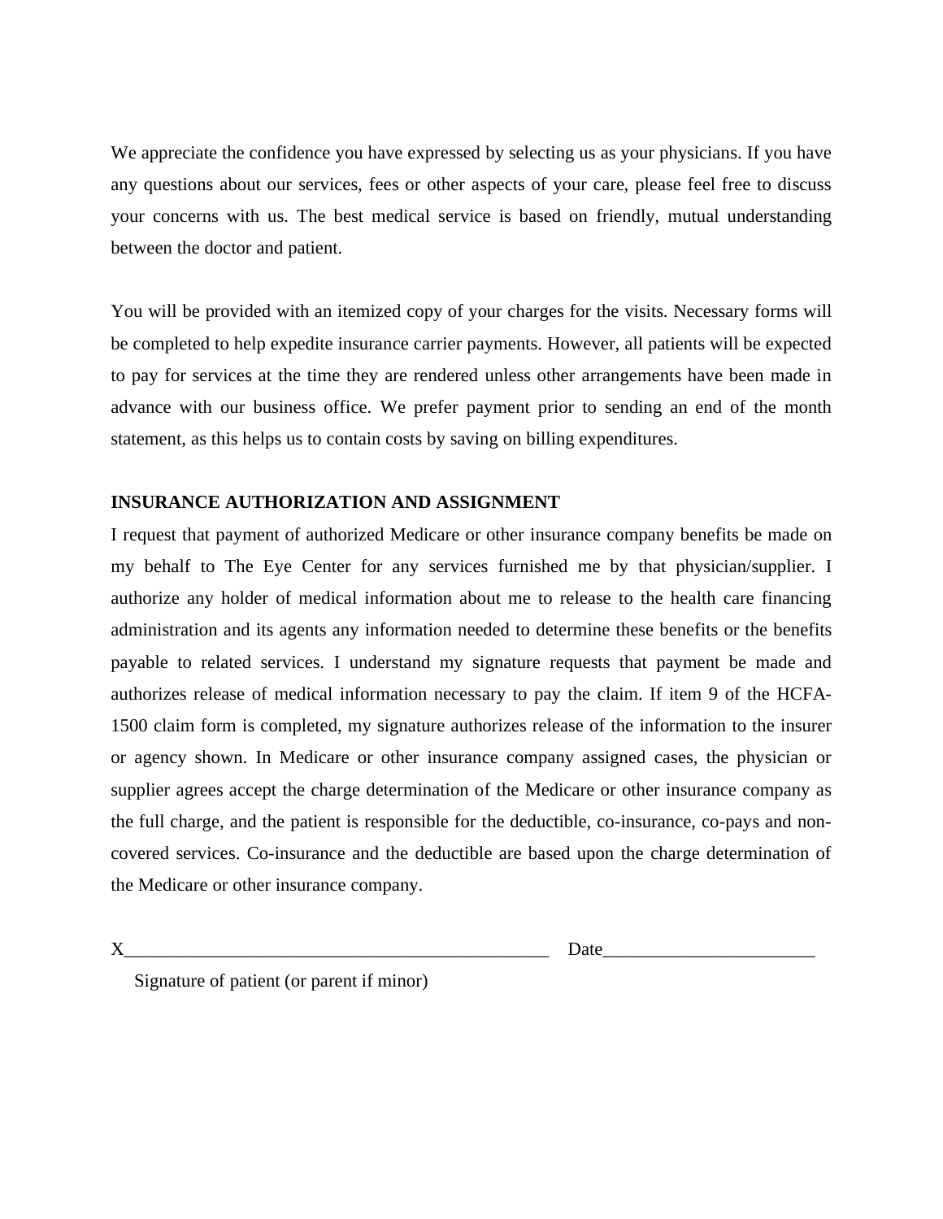We appreciate the confidence you have expressed by selecting us as your physicians. If you have any questions about our services, fees or other aspects of your care, please feel free to discuss your concerns with us. The best medical service is based on friendly, mutual understanding between the doctor and patient.

You will be provided with an itemized copy of your charges for the visits. Necessary forms will be completed to help expedite insurance carrier payments. However, all patients will be expected to pay for services at the time they are rendered unless other arrangements have been made in advance with our business office. We prefer payment prior to sending an end of the month statement, as this helps us to contain costs by saving on billing expenditures.

**INSURANCE AUTHORIZATION AND ASSIGNMENT**

I request that payment of authorized Medicare or other insurance company benefits be made on my behalf to The Eye Center for any services furnished me by that physician/supplier. I authorize any holder of medical information about me to release to the health care financing administration and its agents any information needed to determine these benefits or the benefits payable to related services. I understand my signature requests that payment be made and authorizes release of medical information necessary to pay the claim. If item 9 of the HCFA-1500 claim form is completed, my signature authorizes release of the information to the insurer or agency shown. In Medicare or other insurance company assigned cases, the physician or supplier agrees accept the charge determination of the Medicare or other insurance company as the full charge, and the patient is responsible for the deductible, co-insurance, co-pays and non-covered services. Co-insurance and the deductible are based upon the charge determination of the Medicare or other insurance company.

X_______________________________________________ Date______________________

Signature of patient (or parent if minor)